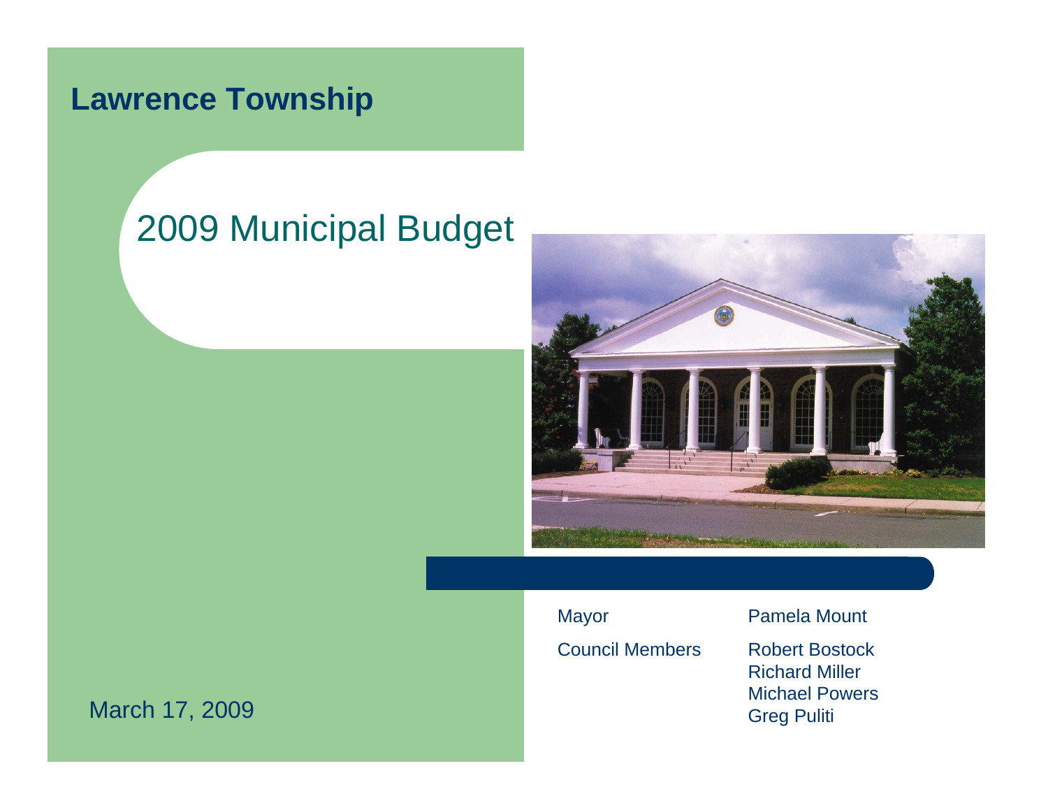# Lawrence Township

## 2009 Municipal Budget

| | |
|---|---|
| Mayor | Pamela Mount |
| Council Members | Robert Bostock<br>Richard Miller<br>Michael Powers<br>Greg Puliti |

March 17, 2009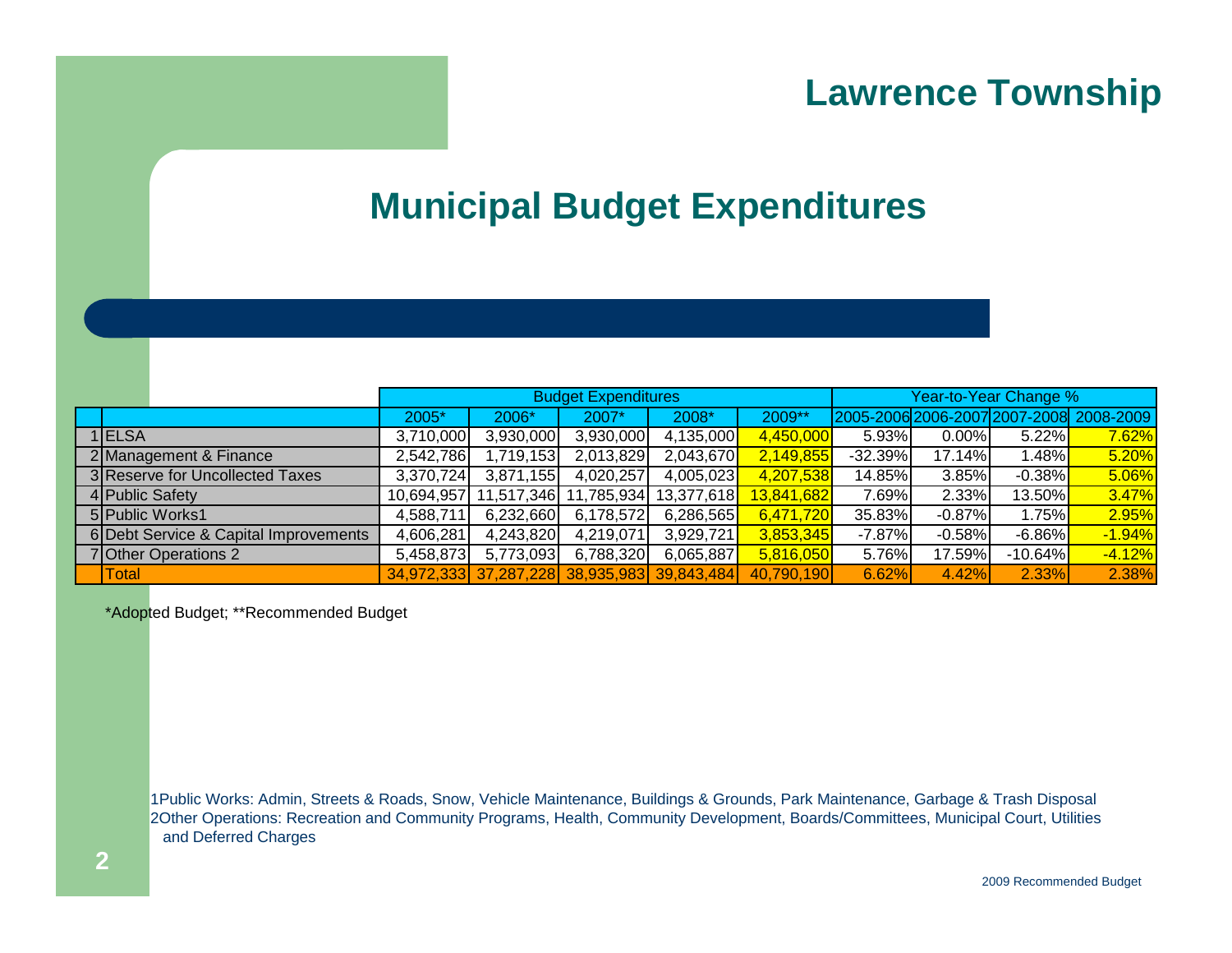# Lawrence Township

## Municipal Budget Expenditures

| | | Budget Expenditures | | | | | Year-to-Year Change % | | | |
|---|---|---|---|---|---|---|---|---|---|---|
| | | 2005* | 2006* | 2007* | 2008* | 2009** | 2005-2006 | 2006-2007 | 2007-2008 | 2008-2009 |
| 1 | ELSA | 3,710,000 | 3,930,000 | 3,930,000 | 4,135,000 | 4,450,000 | 5.93% | 0.00% | 5.22% | 7.62% |
| 2 | Management & Finance | 2,542,786 | 1,719,153 | 2,013,829 | 2,043,670 | 2,149,855 | -32.39% | 17.14% | 1.48% | 5.20% |
| 3 | Reserve for Uncollected Taxes | 3,370,724 | 3,871,155 | 4,020,257 | 4,005,023 | 4,207,538 | 14.85% | 3.85% | -0.38% | 5.06% |
| 4 | Public Safety | 10,694,957 | 11,517,346 | 11,785,934 | 13,377,618 | 13,841,682 | 7.69% | 2.33% | 13.50% | 3.47% |
| 5 | Public Works1 | 4,588,711 | 6,232,660 | 6,178,572 | 6,286,565 | 6,471,720 | 35.83% | -0.87% | 1.75% | 2.95% |
| 6 | Debt Service & Capital Improvements | 4,606,281 | 4,243,820 | 4,219,071 | 3,929,721 | 3,853,345 | -7.87% | -0.58% | -6.86% | -1.94% |
| 7 | Other Operations 2 | 5,458,873 | 5,773,093 | 6,788,320 | 6,065,887 | 5,816,050 | 5.76% | 17.59% | -10.64% | -4.12% |
| | Total | 34,972,333 | 37,287,228 | 38,935,983 | 39,843,484 | 40,790,190 | 6.62% | 4.42% | 2.33% | 2.38% |

*Adopted Budget; **Recommended Budget

1Public Works: Admin, Streets & Roads, Snow, Vehicle Maintenance, Buildings & Grounds, Park Maintenance, Garbage & Trash Disposal
2Other Operations: Recreation and Community Programs, Health, Community Development, Boards/Committees, Municipal Court, Utilities and Deferred Charges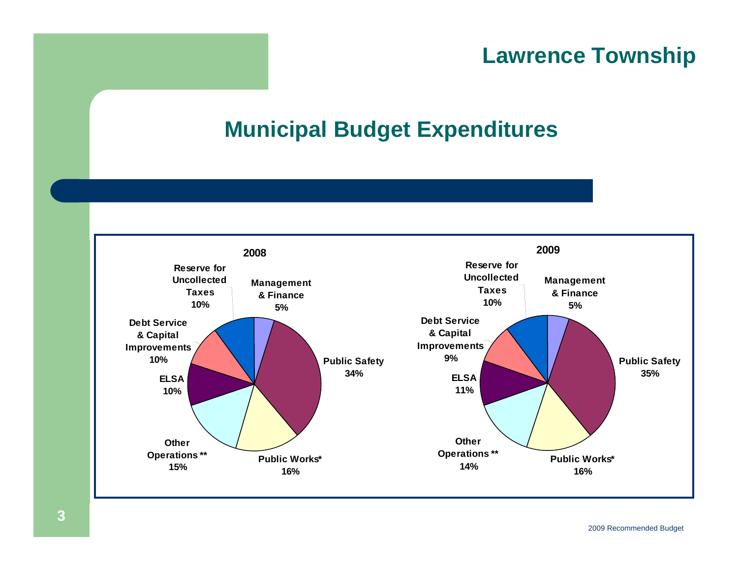## Municipal Budget Expenditures

**2008**

| Category | Percentage |
|---|---|
| Management & Finance | 5% |
| Public Safety | 34% |
| Public Works* | 16% |
| Other Operations ** | 15% |
| ELSA | 10% |
| Debt Service & Capital Improvements | 10% |
| Reserve for Uncollected Taxes | 10% |

**2009**

| Category | Percentage |
|---|---|
| Management & Finance | 5% |
| Public Safety | 35% |
| Public Works* | 16% |
| Other Operations ** | 14% |
| ELSA | 11% |
| Debt Service & Capital Improvements | 9% |
| Reserve for Uncollected Taxes | 10% |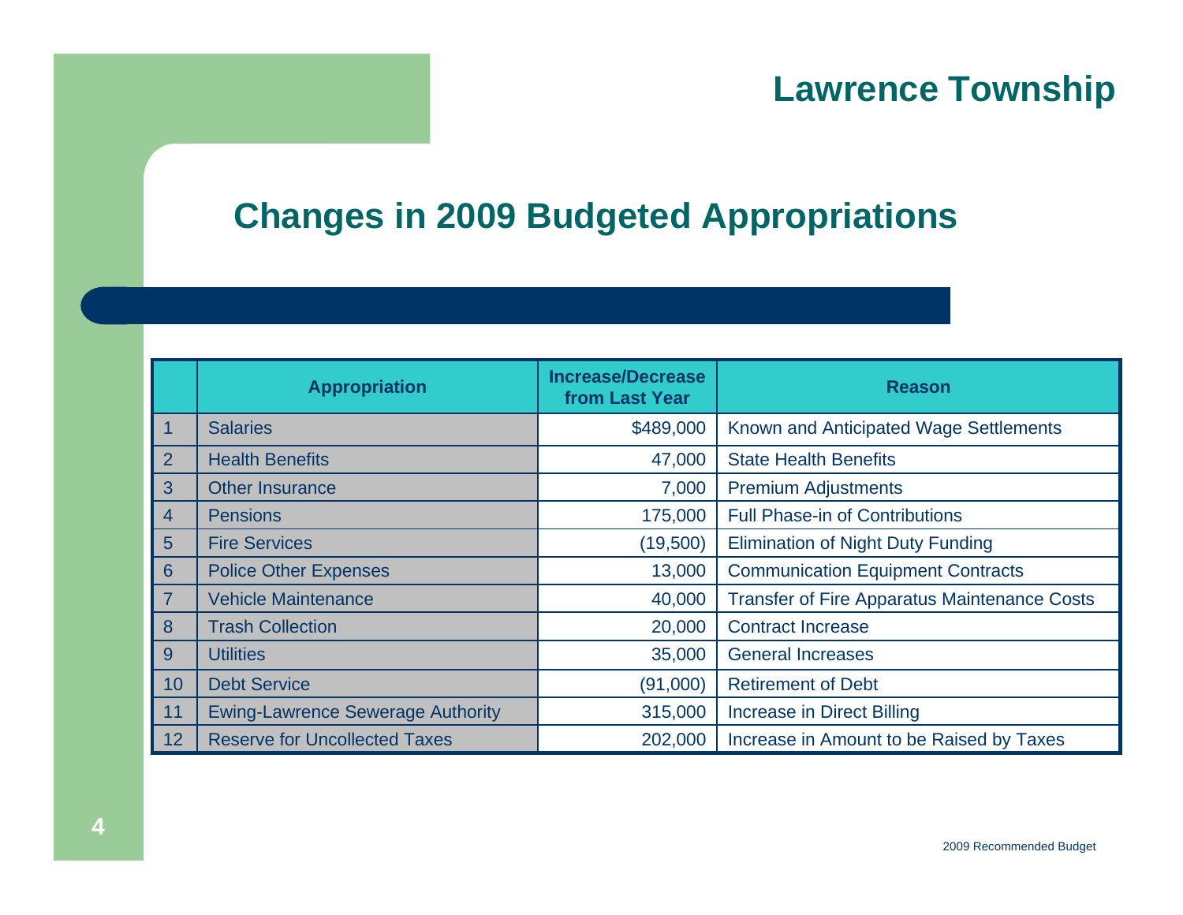# Lawrence Township

## Changes in 2009 Budgeted Appropriations

| | Appropriation | Increase/Decrease from Last Year | Reason |
|---|---|---|---|
| 1 | Salaries | $489,000 | Known and Anticipated Wage Settlements |
| 2 | Health Benefits | 47,000 | State Health Benefits |
| 3 | Other Insurance | 7,000 | Premium Adjustments |
| 4 | Pensions | 175,000 | Full Phase-in of Contributions |
| 5 | Fire Services | (19,500) | Elimination of Night Duty Funding |
| 6 | Police Other Expenses | 13,000 | Communication Equipment Contracts |
| 7 | Vehicle Maintenance | 40,000 | Transfer of Fire Apparatus Maintenance Costs |
| 8 | Trash Collection | 20,000 | Contract Increase |
| 9 | Utilities | 35,000 | General Increases |
| 10 | Debt Service | (91,000) | Retirement of Debt |
| 11 | Ewing-Lawrence Sewerage Authority | 315,000 | Increase in Direct Billing |
| 12 | Reserve for Uncollected Taxes | 202,000 | Increase in Amount to be Raised by Taxes |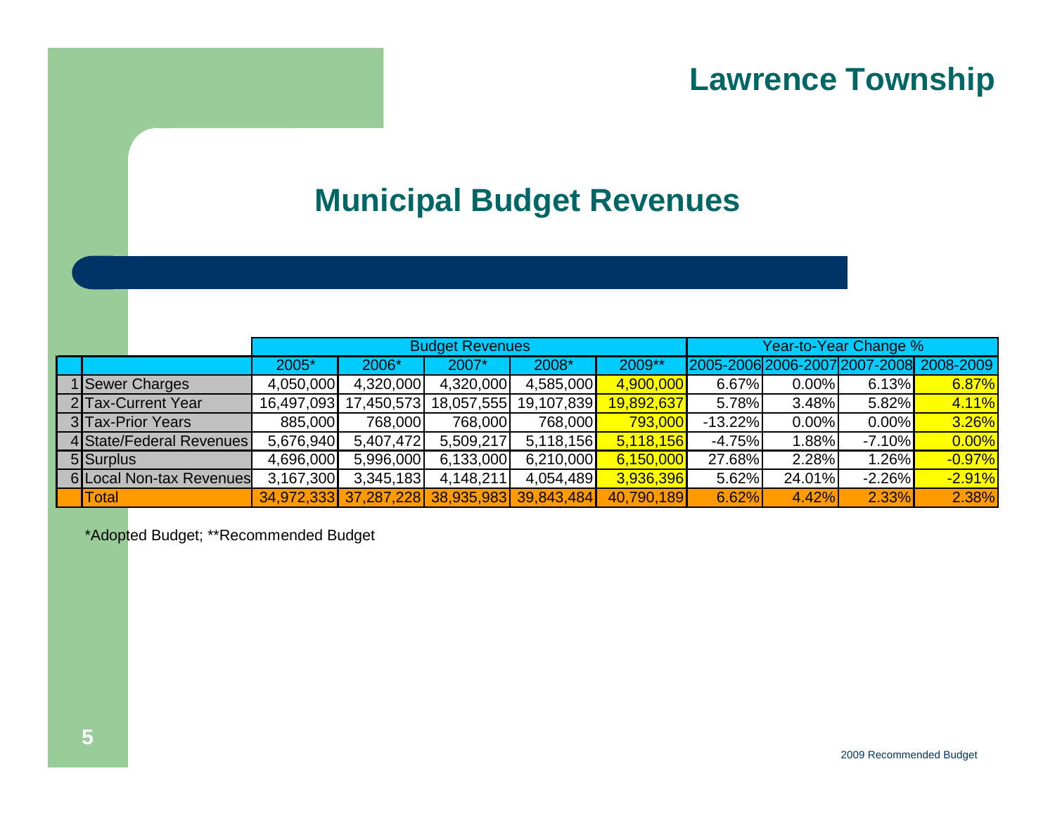# Lawrence Township

## Municipal Budget Revenues

| | | Budget Revenues | | | | | Year-to-Year Change % | | | |
|---|---|---|---|---|---|---|---|---|---|---|
| | | 2005* | 2006* | 2007* | 2008* | 2009** | 2005-2006 | 2006-2007 | 2007-2008 | 2008-2009 |
| 1 | Sewer Charges | 4,050,000 | 4,320,000 | 4,320,000 | 4,585,000 | 4,900,000 | 6.67% | 0.00% | 6.13% | 6.87% |
| 2 | Tax-Current Year | 16,497,093 | 17,450,573 | 18,057,555 | 19,107,839 | 19,892,637 | 5.78% | 3.48% | 5.82% | 4.11% |
| 3 | Tax-Prior Years | 885,000 | 768,000 | 768,000 | 768,000 | 793,000 | -13.22% | 0.00% | 0.00% | 3.26% |
| 4 | State/Federal Revenues | 5,676,940 | 5,407,472 | 5,509,217 | 5,118,156 | 5,118,156 | -4.75% | 1.88% | -7.10% | 0.00% |
| 5 | Surplus | 4,696,000 | 5,996,000 | 6,133,000 | 6,210,000 | 6,150,000 | 27.68% | 2.28% | 1.26% | -0.97% |
| 6 | Local Non-tax Revenues | 3,167,300 | 3,345,183 | 4,148,211 | 4,054,489 | 3,936,396 | 5.62% | 24.01% | -2.26% | -2.91% |
| | Total | 34,972,333 | 37,287,228 | 38,935,983 | 39,843,484 | 40,790,189 | 6.62% | 4.42% | 2.33% | 2.38% |

*Adopted Budget; **Recommended Budget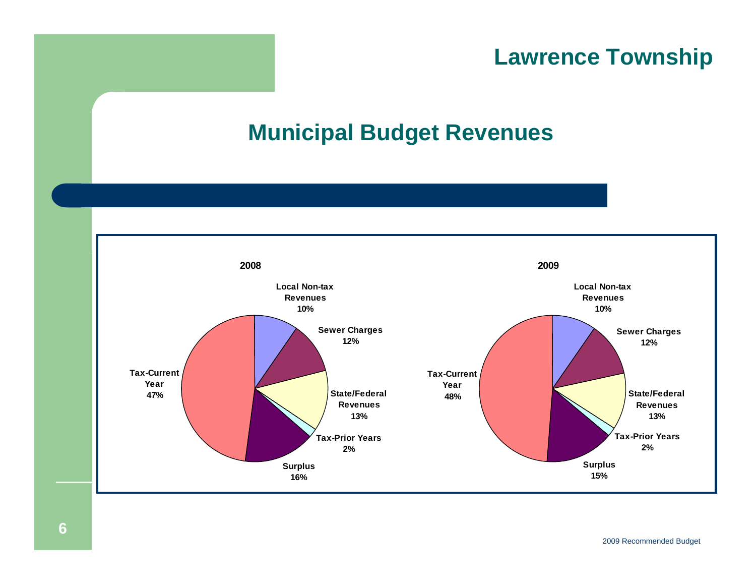## Lawrence Township

# Municipal Budget Revenues

**2008**

| Category | Percent |
|---|---|
| Local Non-tax Revenues | 10% |
| Sewer Charges | 12% |
| State/Federal Revenues | 13% |
| Tax-Prior Years | 2% |
| Surplus | 16% |
| Tax-Current Year | 47% |

**2009**

| Category | Percent |
|---|---|
| Local Non-tax Revenues | 10% |
| Sewer Charges | 12% |
| State/Federal Revenues | 13% |
| Tax-Prior Years | 2% |
| Surplus | 15% |
| Tax-Current Year | 48% |

2009 Recommended Budget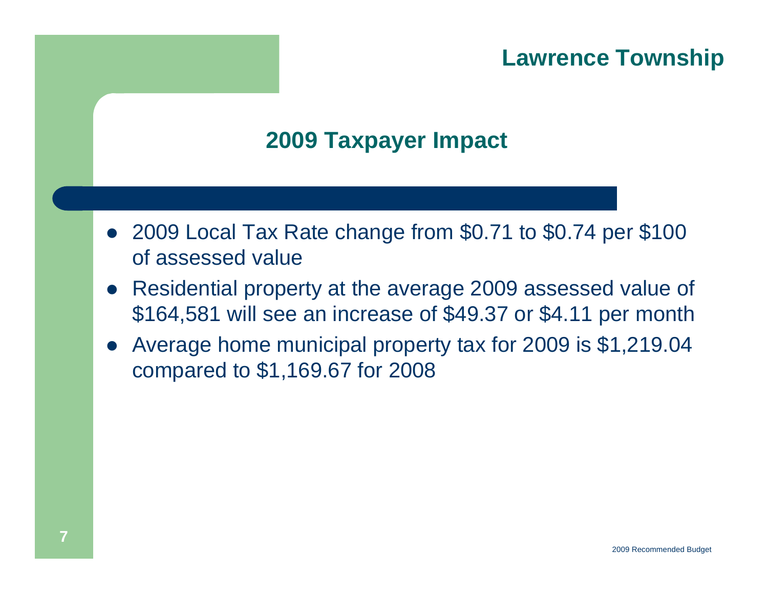# 2009 Taxpayer Impact

- 2009 Local Tax Rate change from $0.71 to $0.74 per $100 of assessed value
- Residential property at the average 2009 assessed value of $164,581 will see an increase of $49.37 or $4.11 per month
- Average home municipal property tax for 2009 is $1,219.04 compared to $1,169.67 for 2008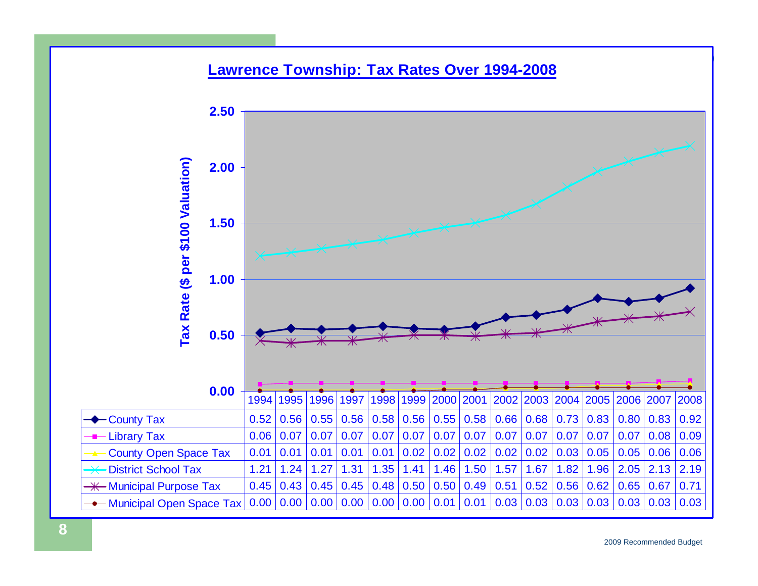## Lawrence Township: Tax Rates Over 1994-2008

Tax Rate ($ per $100 Valuation)

| | 1994 | 1995 | 1996 | 1997 | 1998 | 1999 | 2000 | 2001 | 2002 | 2003 | 2004 | 2005 | 2006 | 2007 | 2008 |
|---|---|---|---|---|---|---|---|---|---|---|---|---|---|---|---|
| County Tax | 0.52 | 0.56 | 0.55 | 0.56 | 0.58 | 0.56 | 0.55 | 0.58 | 0.66 | 0.68 | 0.73 | 0.83 | 0.80 | 0.83 | 0.92 |
| Library Tax | 0.06 | 0.07 | 0.07 | 0.07 | 0.07 | 0.07 | 0.07 | 0.07 | 0.07 | 0.07 | 0.07 | 0.07 | 0.07 | 0.08 | 0.09 |
| County Open Space Tax | 0.01 | 0.01 | 0.01 | 0.01 | 0.01 | 0.02 | 0.02 | 0.02 | 0.02 | 0.02 | 0.03 | 0.05 | 0.05 | 0.06 | 0.06 |
| District School Tax | 1.21 | 1.24 | 1.27 | 1.31 | 1.35 | 1.41 | 1.46 | 1.50 | 1.57 | 1.67 | 1.82 | 1.96 | 2.05 | 2.13 | 2.19 |
| Municipal Purpose Tax | 0.45 | 0.43 | 0.45 | 0.45 | 0.48 | 0.50 | 0.50 | 0.49 | 0.51 | 0.52 | 0.56 | 0.62 | 0.65 | 0.67 | 0.71 |
| Municipal Open Space Tax | 0.00 | 0.00 | 0.00 | 0.00 | 0.00 | 0.00 | 0.01 | 0.01 | 0.03 | 0.03 | 0.03 | 0.03 | 0.03 | 0.03 | 0.03 |

2009 Recommended Budget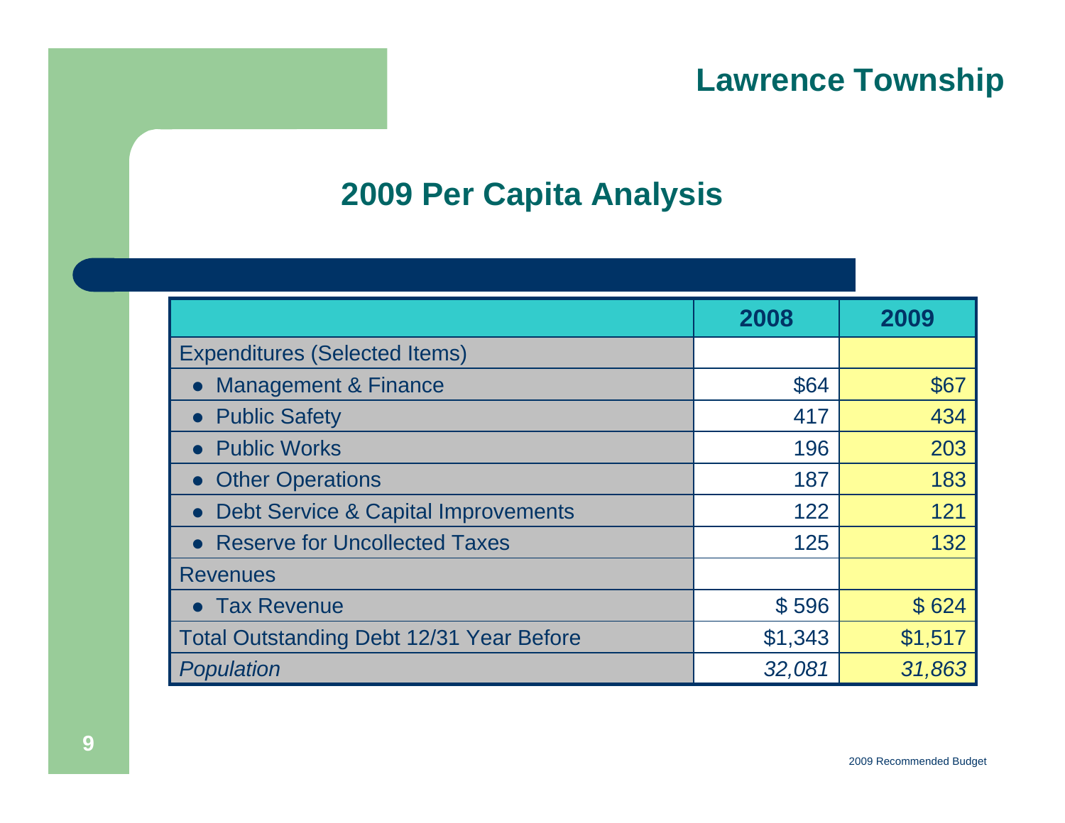## Lawrence Township

# 2009 Per Capita Analysis

| | 2008 | 2009 |
|---|---|---|
| Expenditures (Selected Items) | | |
| • Management & Finance | $64 | $67 |
| • Public Safety | 417 | 434 |
| • Public Works | 196 | 203 |
| • Other Operations | 187 | 183 |
| • Debt Service & Capital Improvements | 122 | 121 |
| • Reserve for Uncollected Taxes | 125 | 132 |
| Revenues | | |
| • Tax Revenue | $ 596 | $ 624 |
| Total Outstanding Debt 12/31 Year Before | $1,343 | $1,517 |
| *Population* | *32,081* | *31,863* |

2009 Recommended Budget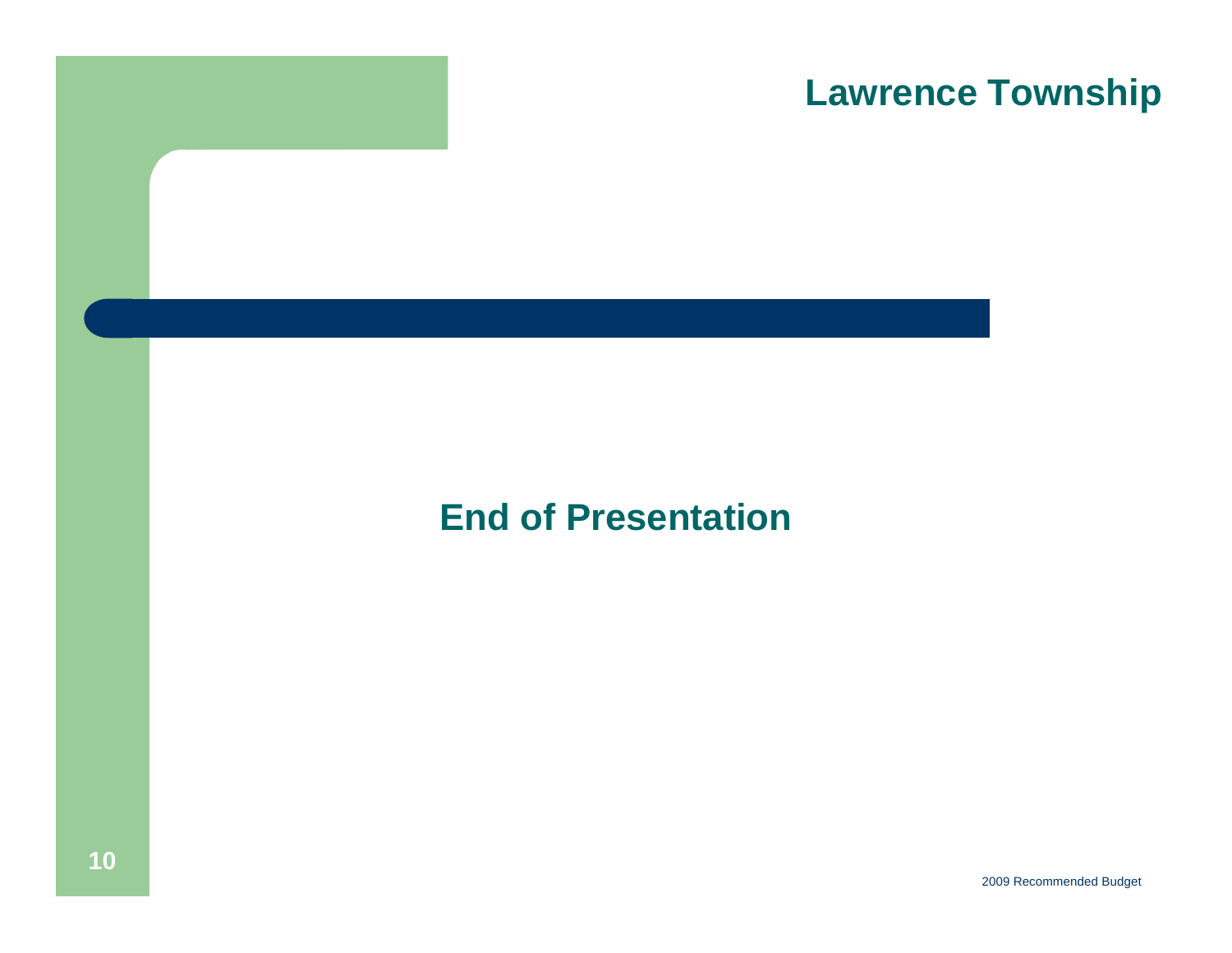# End of Presentation